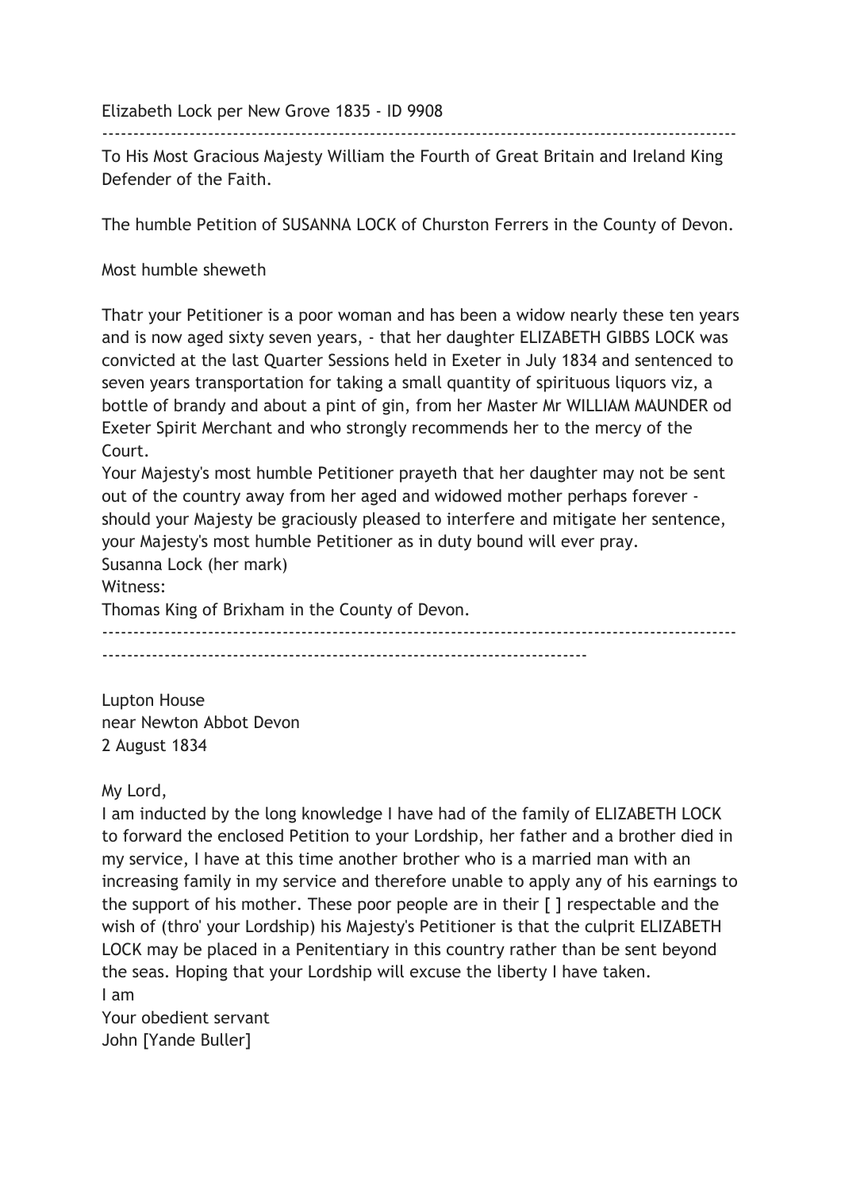Elizabeth Lock per New Grove 1835 - ID 9908

---

To His Most Gracious Majesty William the Fourth of Great Britain and Ireland King Defender of the Faith.

The humble Petition of SUSANNA LOCK of Churston Ferrers in the County of Devon.

Most humble sheweth

Thatr your Petitioner is a poor woman and has been a widow nearly these ten years and is now aged sixty seven years, - that her daughter ELIZABETH GIBBS LOCK was convicted at the last Quarter Sessions held in Exeter in July 1834 and sentenced to seven years transportation for taking a small quantity of spirituous liquors viz, a bottle of brandy and about a pint of gin, from her Master Mr WILLIAM MAUNDER od Exeter Spirit Merchant and who strongly recommends her to the mercy of the Court.
Your Majesty's most humble Petitioner prayeth that her daughter may not be sent out of the country away from her aged and widowed mother perhaps forever - should your Majesty be graciously pleased to interfere and mitigate her sentence, your Majesty's most humble Petitioner as in duty bound will ever pray.
Susanna Lock (her mark)
Witness:
Thomas King of Brixham in the County of Devon.

---

Lupton House
near Newton Abbot Devon
2 August 1834

My Lord,
I am inducted by the long knowledge I have had of the family of ELIZABETH LOCK to forward the enclosed Petition to your Lordship, her father and a brother died in my service, I have at this time another brother who is a married man with an increasing family in my service and therefore unable to apply any of his earnings to the support of his mother. These poor people are in their [ ] respectable and the wish of (thro' your Lordship) his Majesty's Petitioner is that the culprit ELIZABETH LOCK may be placed in a Penitentiary in this country rather than be sent beyond the seas. Hoping that your Lordship will excuse the liberty I have taken.
I am
Your obedient servant
John [Yande Buller]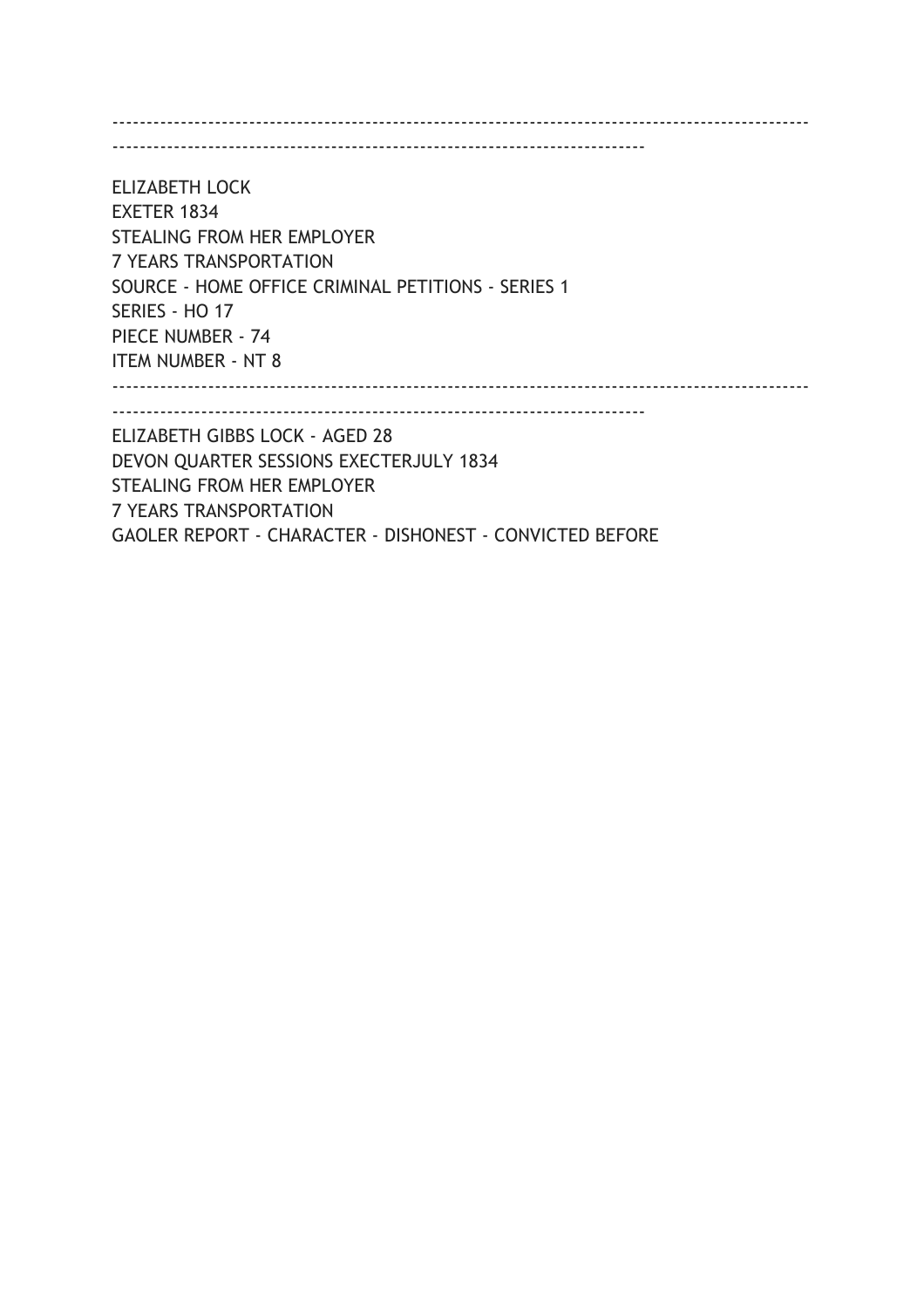----------------------------------------------------------------------------------------------------
----------------------------------------------------------------------------

ELIZABETH LOCK
EXETER 1834
STEALING FROM HER EMPLOYER
7 YEARS TRANSPORTATION
SOURCE - HOME OFFICE CRIMINAL PETITIONS - SERIES 1
SERIES - HO 17
PIECE NUMBER - 74
ITEM NUMBER - NT 8

----------------------------------------------------------------------------------------------------
----------------------------------------------------------------------------

ELIZABETH GIBBS LOCK - AGED 28
DEVON QUARTER SESSIONS EXECTERJULY 1834
STEALING FROM HER EMPLOYER
7 YEARS TRANSPORTATION
GAOLER REPORT - CHARACTER - DISHONEST - CONVICTED BEFORE